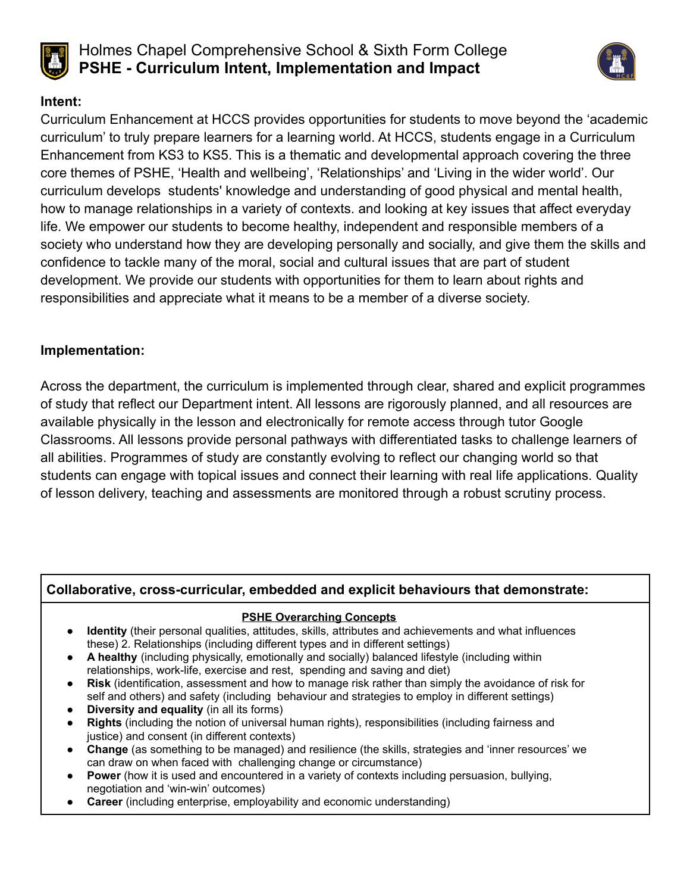# Holmes Chapel Comprehensive School & Sixth Form College
## PSHE - Curriculum Intent, Implementation and Impact

**Intent:**

Curriculum Enhancement at HCCS provides opportunities for students to move beyond the 'academic curriculum' to truly prepare learners for a learning world. At HCCS, students engage in a Curriculum Enhancement from KS3 to KS5. This is a thematic and developmental approach covering the three core themes of PSHE, 'Health and wellbeing', 'Relationships' and 'Living in the wider world'. Our curriculum develops students' knowledge and understanding of good physical and mental health, how to manage relationships in a variety of contexts. and looking at key issues that affect everyday life. We empower our students to become healthy, independent and responsible members of a society who understand how they are developing personally and socially, and give them the skills and confidence to tackle many of the moral, social and cultural issues that are part of student development. We provide our students with opportunities for them to learn about rights and responsibilities and appreciate what it means to be a member of a diverse society.

**Implementation:**

Across the department, the curriculum is implemented through clear, shared and explicit programmes of study that reflect our Department intent. All lessons are rigorously planned, and all resources are available physically in the lesson and electronically for remote access through tutor Google Classrooms. All lessons provide personal pathways with differentiated tasks to challenge learners of all abilities. Programmes of study are constantly evolving to reflect our changing world so that students can engage with topical issues and connect their learning with real life applications. Quality of lesson delivery, teaching and assessments are monitored through a robust scrutiny process.

**Collaborative, cross-curricular, embedded and explicit behaviours that demonstrate:**

**PSHE Overarching Concepts**

- **Identity** (their personal qualities, attitudes, skills, attributes and achievements and what influences these) 2. Relationships (including different types and in different settings)
- **A healthy** (including physically, emotionally and socially) balanced lifestyle (including within relationships, work-life, exercise and rest, spending and saving and diet)
- **Risk** (identification, assessment and how to manage risk rather than simply the avoidance of risk for self and others) and safety (including behaviour and strategies to employ in different settings)
- **Diversity and equality** (in all its forms)
- **Rights** (including the notion of universal human rights), responsibilities (including fairness and justice) and consent (in different contexts)
- **Change** (as something to be managed) and resilience (the skills, strategies and 'inner resources' we can draw on when faced with challenging change or circumstance)
- **Power** (how it is used and encountered in a variety of contexts including persuasion, bullying, negotiation and 'win-win' outcomes)
- **Career** (including enterprise, employability and economic understanding)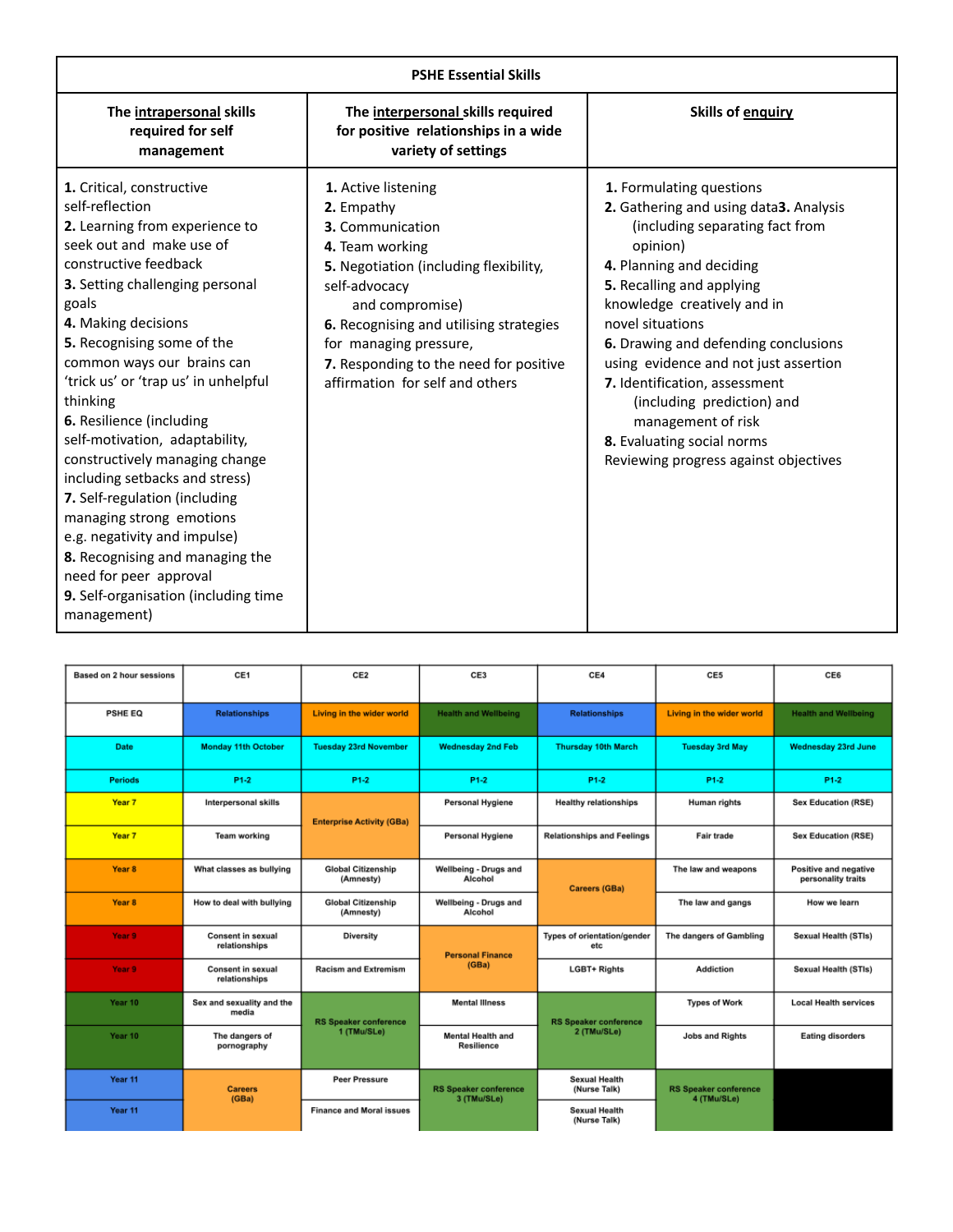| PSHE Essential Skills | | |
|---|---|---|
| **The intrapersonal skills required for self management** | **The interpersonal skills required for positive relationships in a wide variety of settings** | **Skills of enquiry** |
| **1.** Critical, constructive self-reflection<br>**2.** Learning from experience to seek out and make use of constructive feedback<br>**3.** Setting challenging personal goals<br>**4.** Making decisions<br>**5.** Recognising some of the common ways our brains can 'trick us' or 'trap us' in unhelpful thinking<br>**6.** Resilience (including self-motivation, adaptability, constructively managing change including setbacks and stress)<br>**7.** Self-regulation (including managing strong emotions e.g. negativity and impulse)<br>**8.** Recognising and managing the need for peer approval<br>**9.** Self-organisation (including time management) | **1.** Active listening<br>**2.** Empathy<br>**3.** Communication<br>**4.** Team working<br>**5.** Negotiation (including flexibility, self-advocacy and compromise)<br>**6.** Recognising and utilising strategies for managing pressure,<br>**7.** Responding to the need for positive affirmation for self and others | **1.** Formulating questions<br>**2.** Gathering and using data**3.** Analysis (including separating fact from opinion)<br>**4.** Planning and deciding<br>**5.** Recalling and applying knowledge creatively and in novel situations<br>**6.** Drawing and defending conclusions using evidence and not just assertion<br>**7.** Identification, assessment (including prediction) and management of risk<br>**8.** Evaluating social norms<br>Reviewing progress against objectives |

| Based on 2 hour sessions | CE1 | CE2 | CE3 | CE4 | CE5 | CE6 |
|---|---|---|---|---|---|---|
| PSHE EQ | Relationships | Living in the wider world | Health and Wellbeing | Relationships | Living in the wider world | Health and Wellbeing |
| Date | Monday 11th October | Tuesday 23rd November | Wednesday 2nd Feb | Thursday 10th March | Tuesday 3rd May | Wednesday 23rd June |
| Periods | P1-2 | P1-2 | P1-2 | P1-2 | P1-2 | P1-2 |
| Year 7 | Interpersonal skills | Enterprise Activity (GBa) | Personal Hygiene | Healthy relationships | Human rights | Sex Education (RSE) |
| Year 7 | Team working | Enterprise Activity (GBa) | Personal Hygiene | Relationships and Feelings | Fair trade | Sex Education (RSE) |
| Year 8 | What classes as bullying | Global Citizenship (Amnesty) | Wellbeing - Drugs and Alcohol | Careers (GBa) | The law and weapons | Positive and negative personality traits |
| Year 8 | How to deal with bullying | Global Citizenship (Amnesty) | Wellbeing - Drugs and Alcohol | Careers (GBa) | The law and gangs | How we learn |
| Year 9 | Consent in sexual relationships | Diversity | Personal Finance (GBa) | Types of orientation/gender etc | The dangers of Gambling | Sexual Health (STIs) |
| Year 9 | Consent in sexual relationships | Racism and Extremism | Personal Finance (GBa) | LGBT+ Rights | Addiction | Sexual Health (STIs) |
| Year 10 | Sex and sexuality and the media | RS Speaker conference 1 (TMu/SLe) | Mental Illness | RS Speaker conference 2 (TMu/SLe) | Types of Work | Local Health services |
| Year 10 | The dangers of pornography | RS Speaker conference 1 (TMu/SLe) | Mental Health and Resilience | RS Speaker conference 2 (TMu/SLe) | Jobs and Rights | Eating disorders |
| Year 11 | Careers (GBa) | Peer Pressure | RS Speaker conference 3 (TMu/SLe) | Sexual Health (Nurse Talk) | RS Speaker conference 4 (TMu/SLe) | |
| Year 11 | Careers (GBa) | Finance and Moral issues | RS Speaker conference 3 (TMu/SLe) | Sexual Health (Nurse Talk) | RS Speaker conference 4 (TMu/SLe) | |